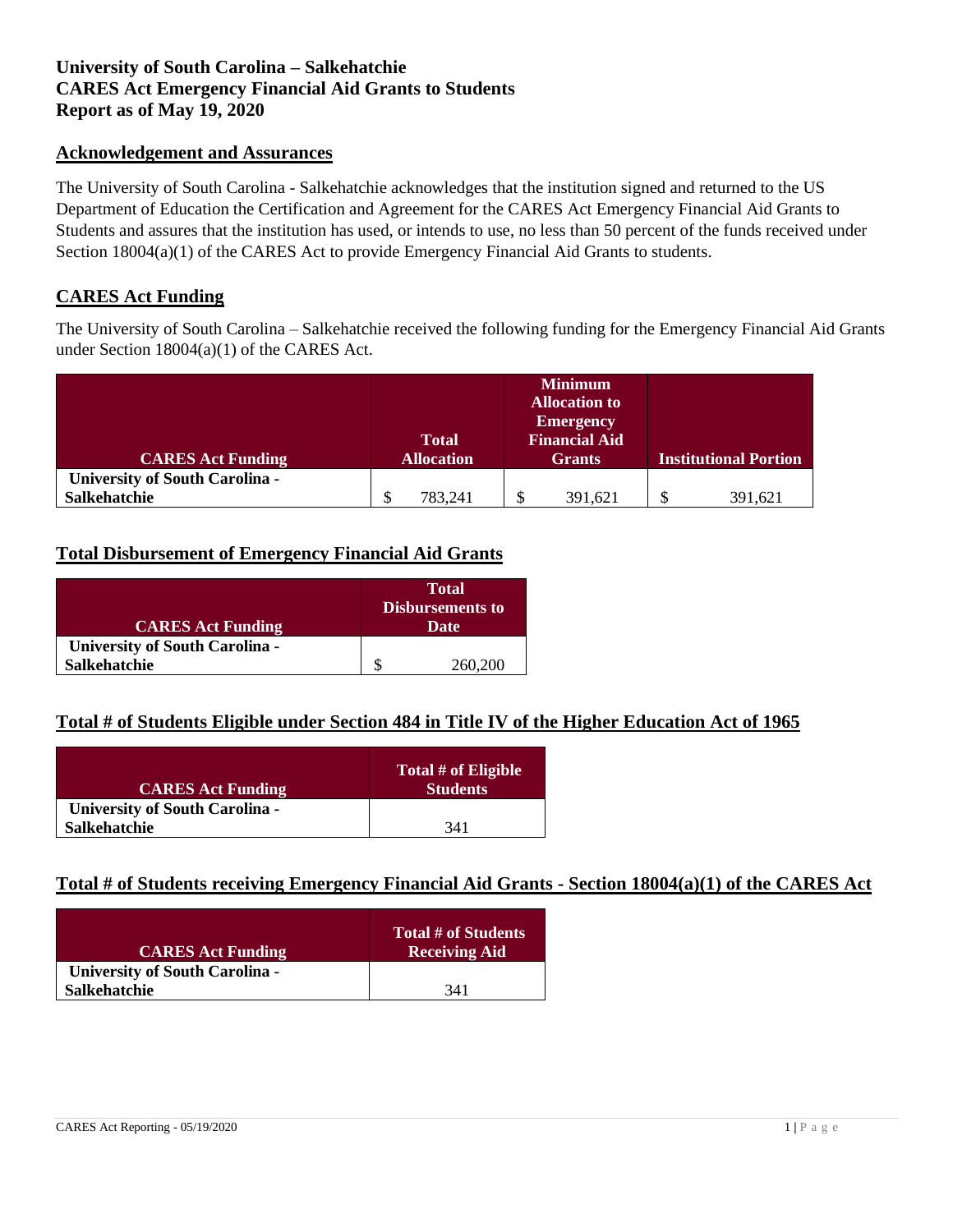**University of South Carolina – Salkehatchie**
**CARES Act Emergency Financial Aid Grants to Students**
**Report as of May 19, 2020**

## Acknowledgement and Assurances

The University of South Carolina - Salkehatchie acknowledges that the institution signed and returned to the US Department of Education the Certification and Agreement for the CARES Act Emergency Financial Aid Grants to Students and assures that the institution has used, or intends to use, no less than 50 percent of the funds received under Section 18004(a)(1) of the CARES Act to provide Emergency Financial Aid Grants to students.

## CARES Act Funding

The University of South Carolina – Salkehatchie received the following funding for the Emergency Financial Aid Grants under Section 18004(a)(1) of the CARES Act.

| CARES Act Funding | Total Allocation | Minimum Allocation to Emergency Financial Aid Grants | Institutional Portion |
|---|---|---|---|
| University of South Carolina - Salkehatchie | $ 783,241 | $ 391,621 | $ 391,621 |

## Total Disbursement of Emergency Financial Aid Grants

| CARES Act Funding | Total Disbursements to Date |
|---|---|
| University of South Carolina - Salkehatchie | $ 260,200 |

## Total # of Students Eligible under Section 484 in Title IV of the Higher Education Act of 1965

| CARES Act Funding | Total # of Eligible Students |
|---|---|
| University of South Carolina - Salkehatchie | 341 |

## Total # of Students receiving Emergency Financial Aid Grants - Section 18004(a)(1) of the CARES Act

| CARES Act Funding | Total # of Students Receiving Aid |
|---|---|
| University of South Carolina - Salkehatchie | 341 |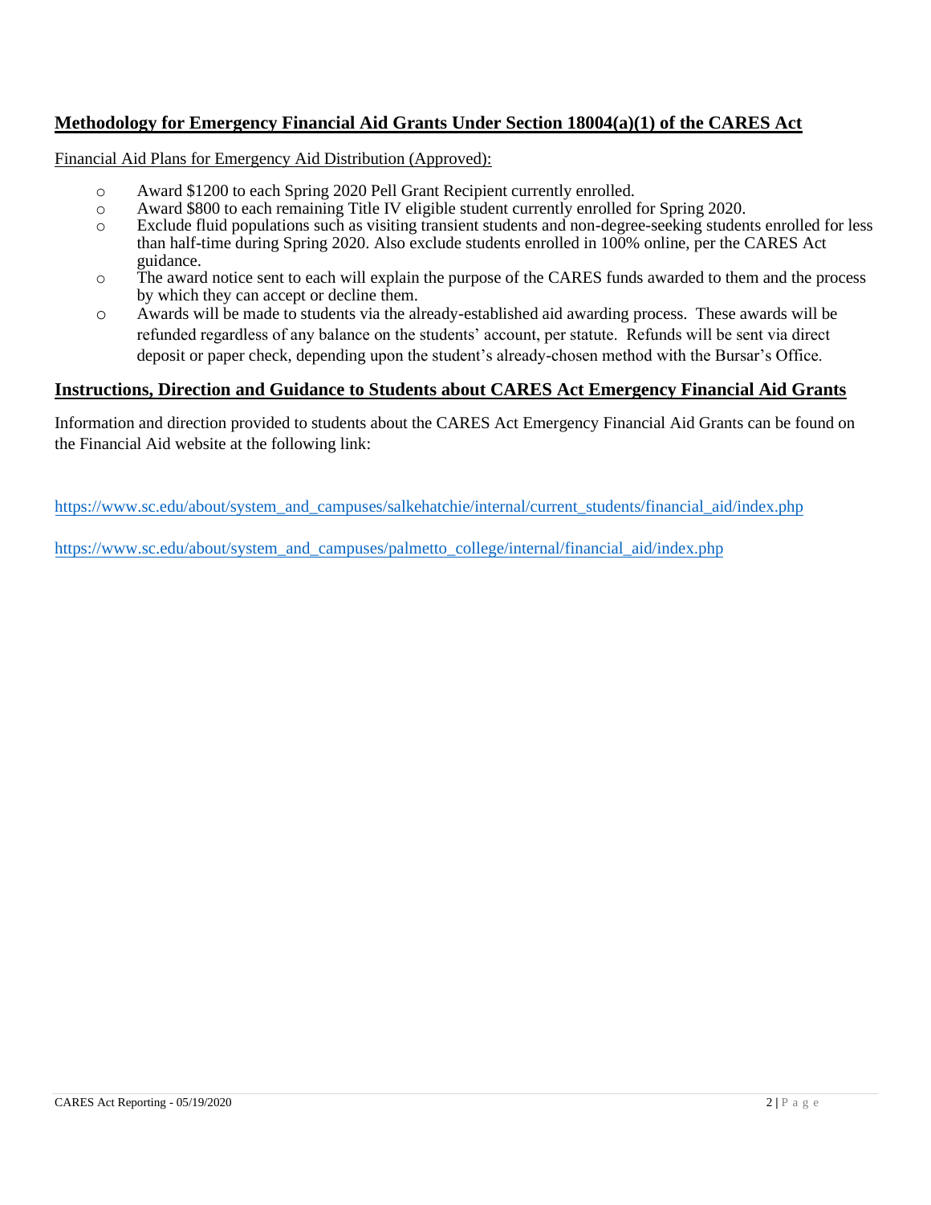## Methodology for Emergency Financial Aid Grants Under Section 18004(a)(1) of the CARES Act

Financial Aid Plans for Emergency Aid Distribution (Approved):

- Award $1200 to each Spring 2020 Pell Grant Recipient currently enrolled.
- Award $800 to each remaining Title IV eligible student currently enrolled for Spring 2020.
- Exclude fluid populations such as visiting transient students and non-degree-seeking students enrolled for less than half-time during Spring 2020. Also exclude students enrolled in 100% online, per the CARES Act guidance.
- The award notice sent to each will explain the purpose of the CARES funds awarded to them and the process by which they can accept or decline them.
- Awards will be made to students via the already-established aid awarding process. These awards will be refunded regardless of any balance on the students' account, per statute. Refunds will be sent via direct deposit or paper check, depending upon the student's already-chosen method with the Bursar's Office.

## Instructions, Direction and Guidance to Students about CARES Act Emergency Financial Aid Grants

Information and direction provided to students about the CARES Act Emergency Financial Aid Grants can be found on the Financial Aid website at the following link:

https://www.sc.edu/about/system_and_campuses/salkehatchie/internal/current_students/financial_aid/index.php

https://www.sc.edu/about/system_and_campuses/palmetto_college/internal/financial_aid/index.php